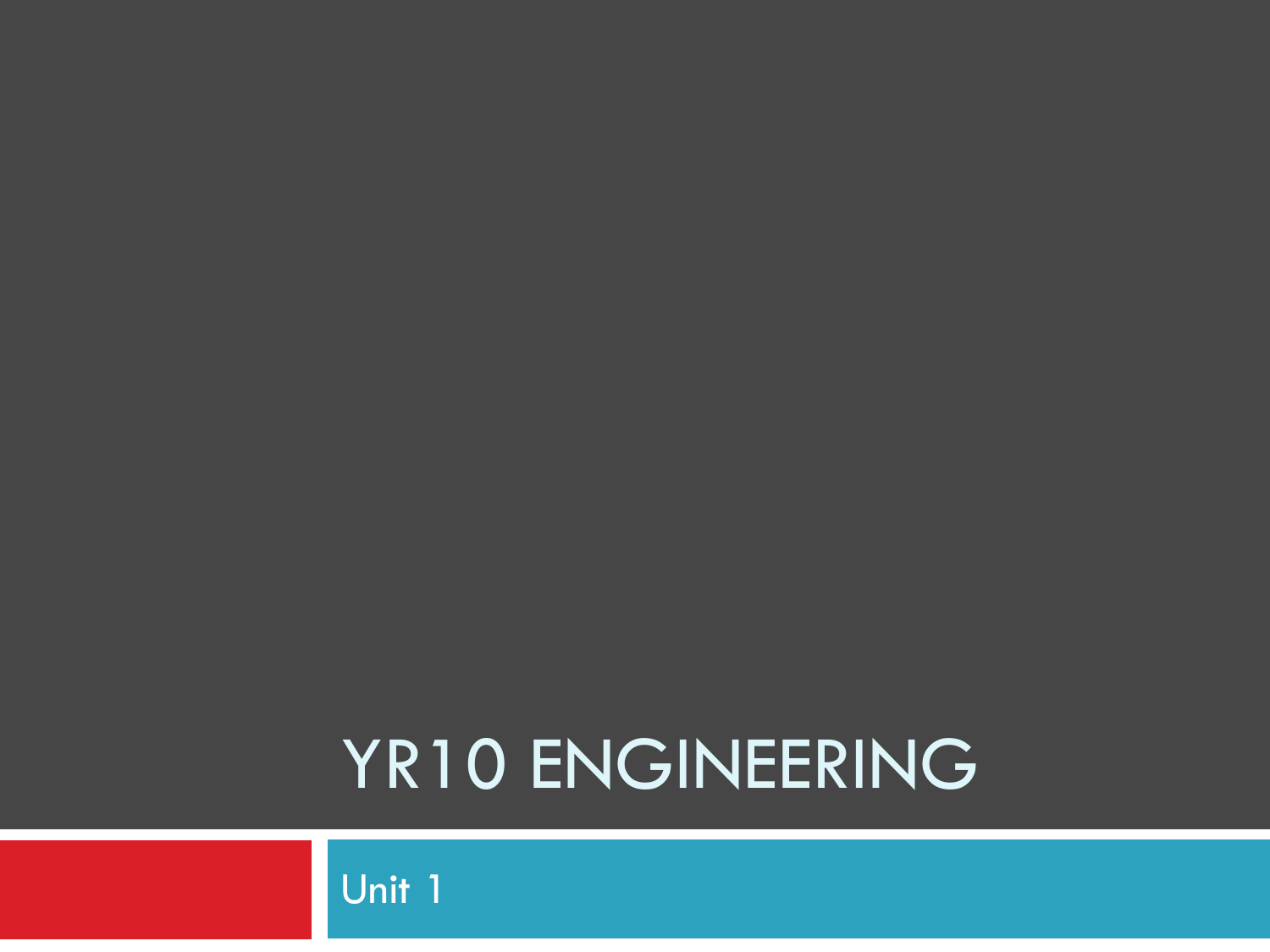# YR10 ENGINEERING

Unit 1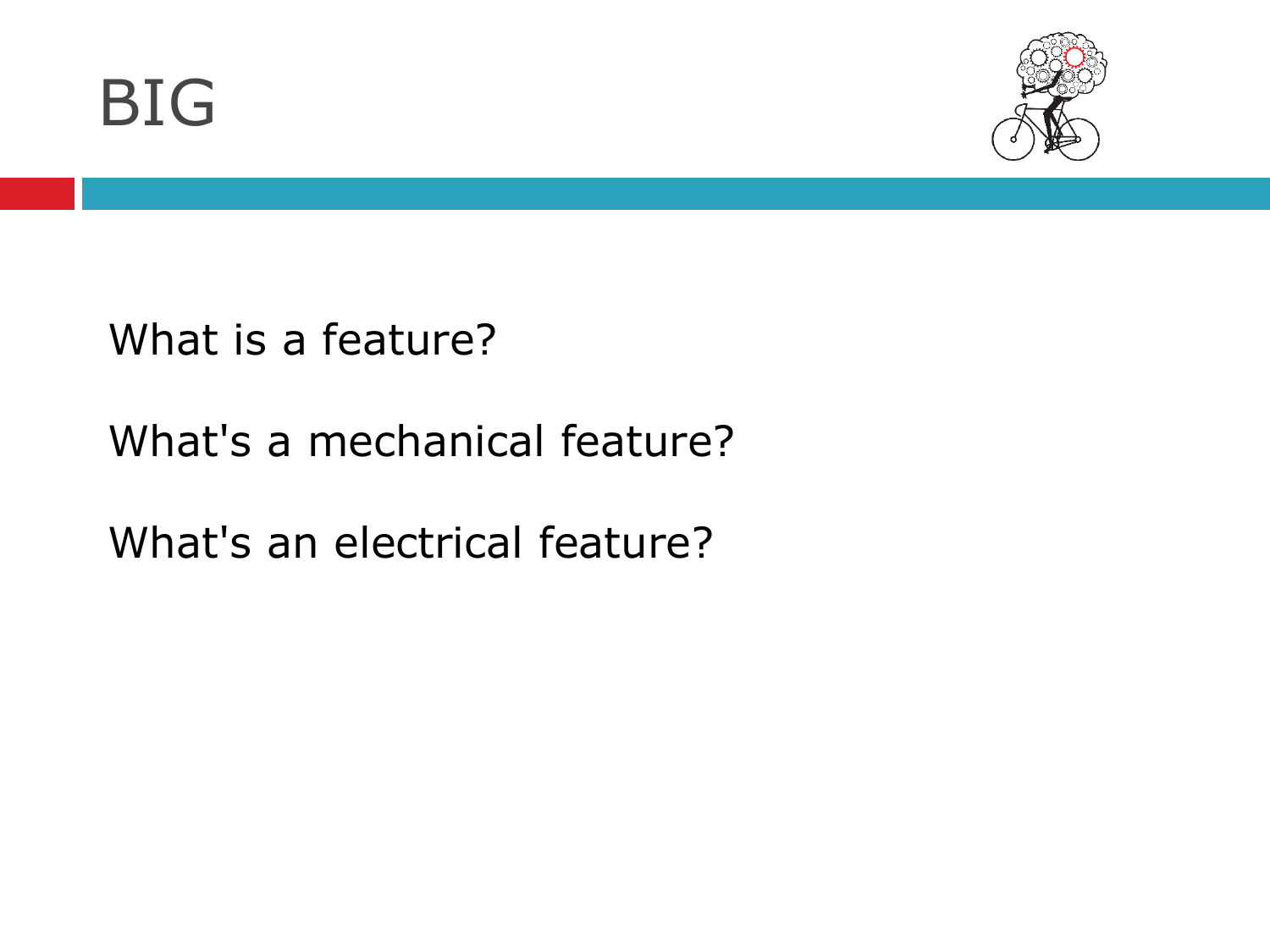# BIG

What is a feature?

What's a mechanical feature?

What's an electrical feature?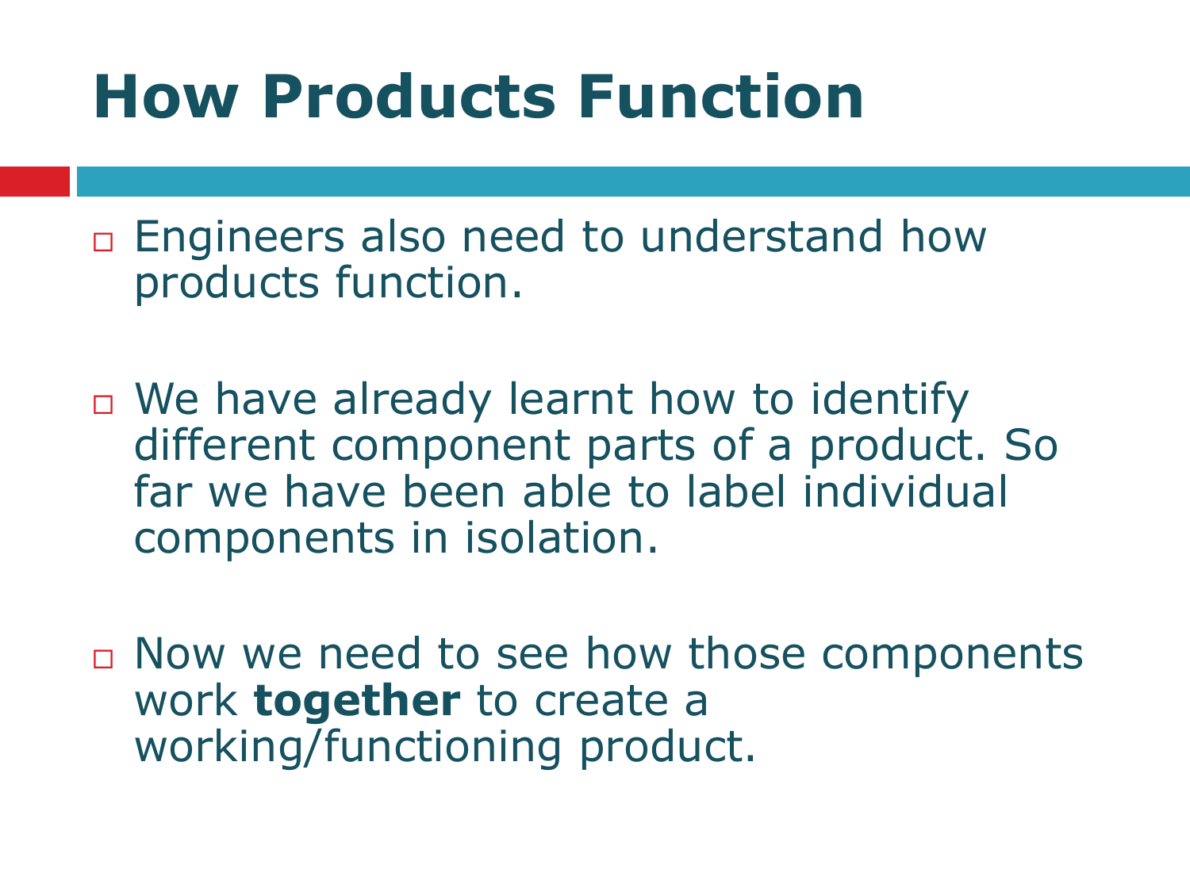# How Products Function

- Engineers also need to understand how products function.

- We have already learnt how to identify different component parts of a product. So far we have been able to label individual components in isolation.

- Now we need to see how those components work **together** to create a working/functioning product.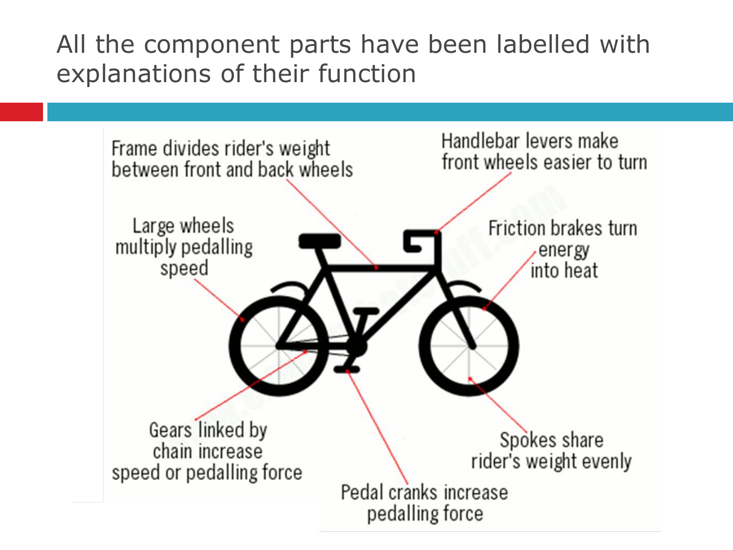# All the component parts have been labelled with explanations of their function

Frame divides rider's weight between front and back wheels

Handlebar levers make front wheels easier to turn

Large wheels multiply pedalling speed

Friction brakes turn energy into heat

Gears linked by chain increase speed or pedalling force

Spokes share rider's weight evenly

Pedal cranks increase pedalling force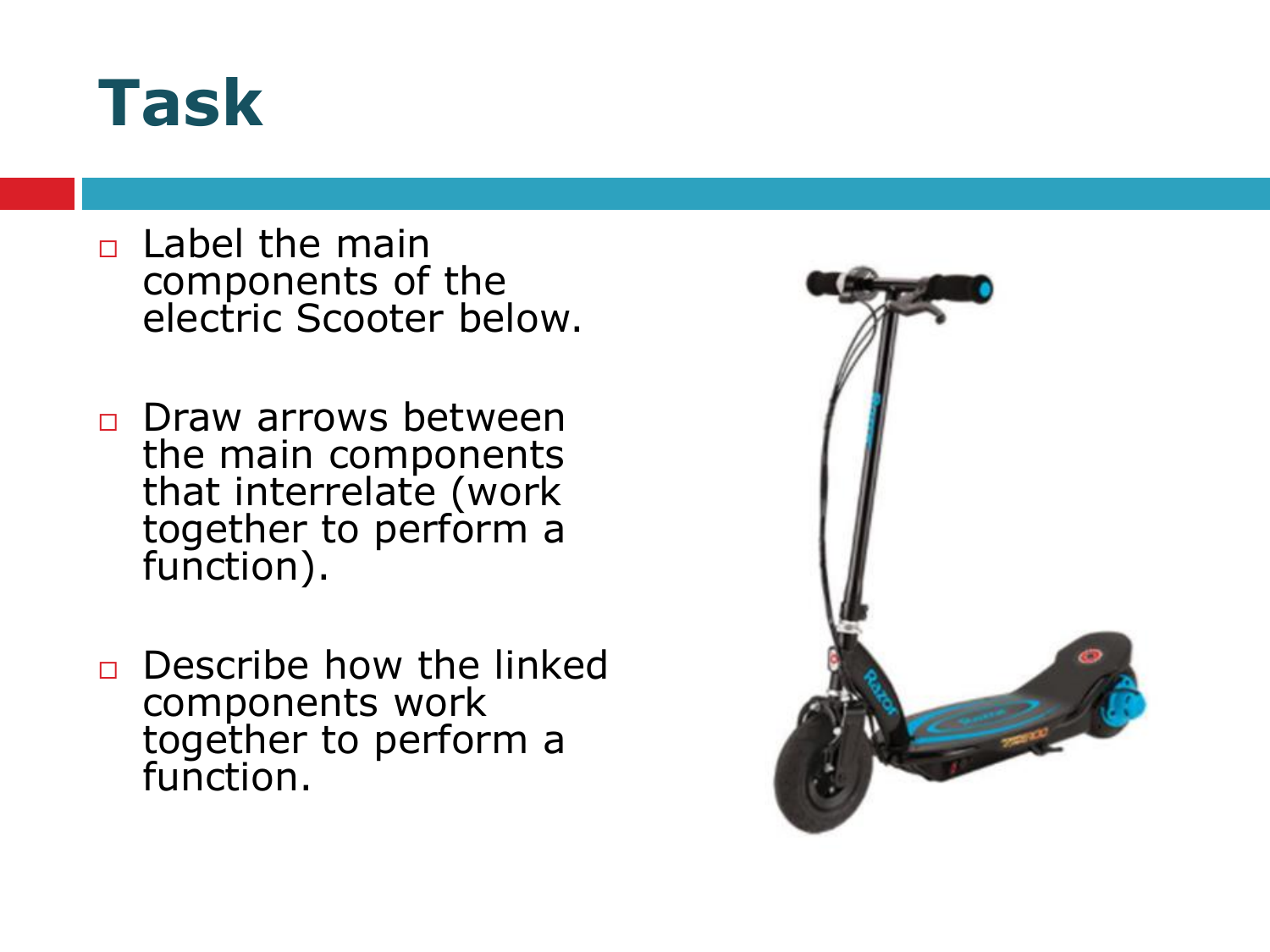# Task

- Label the main components of the electric Scooter below.
- Draw arrows between the main components that interrelate (work together to perform a function).
- Describe how the linked components work together to perform a function.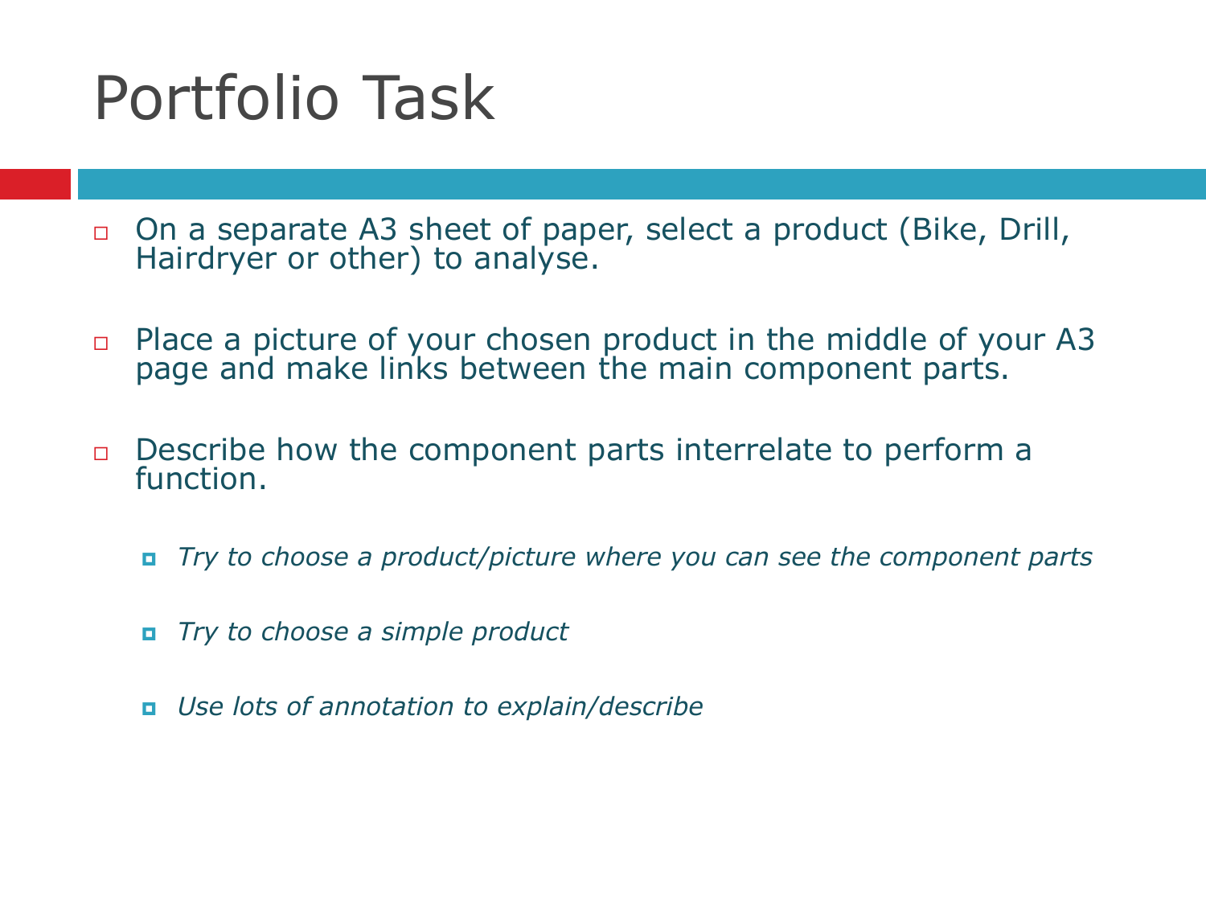# Portfolio Task

- On a separate A3 sheet of paper, select a product (Bike, Drill, Hairdryer or other) to analyse.
- Place a picture of your chosen product in the middle of your A3 page and make links between the main component parts.
- Describe how the component parts interrelate to perform a function.
  - *Try to choose a product/picture where you can see the component parts*
  - *Try to choose a simple product*
  - *Use lots of annotation to explain/describe*